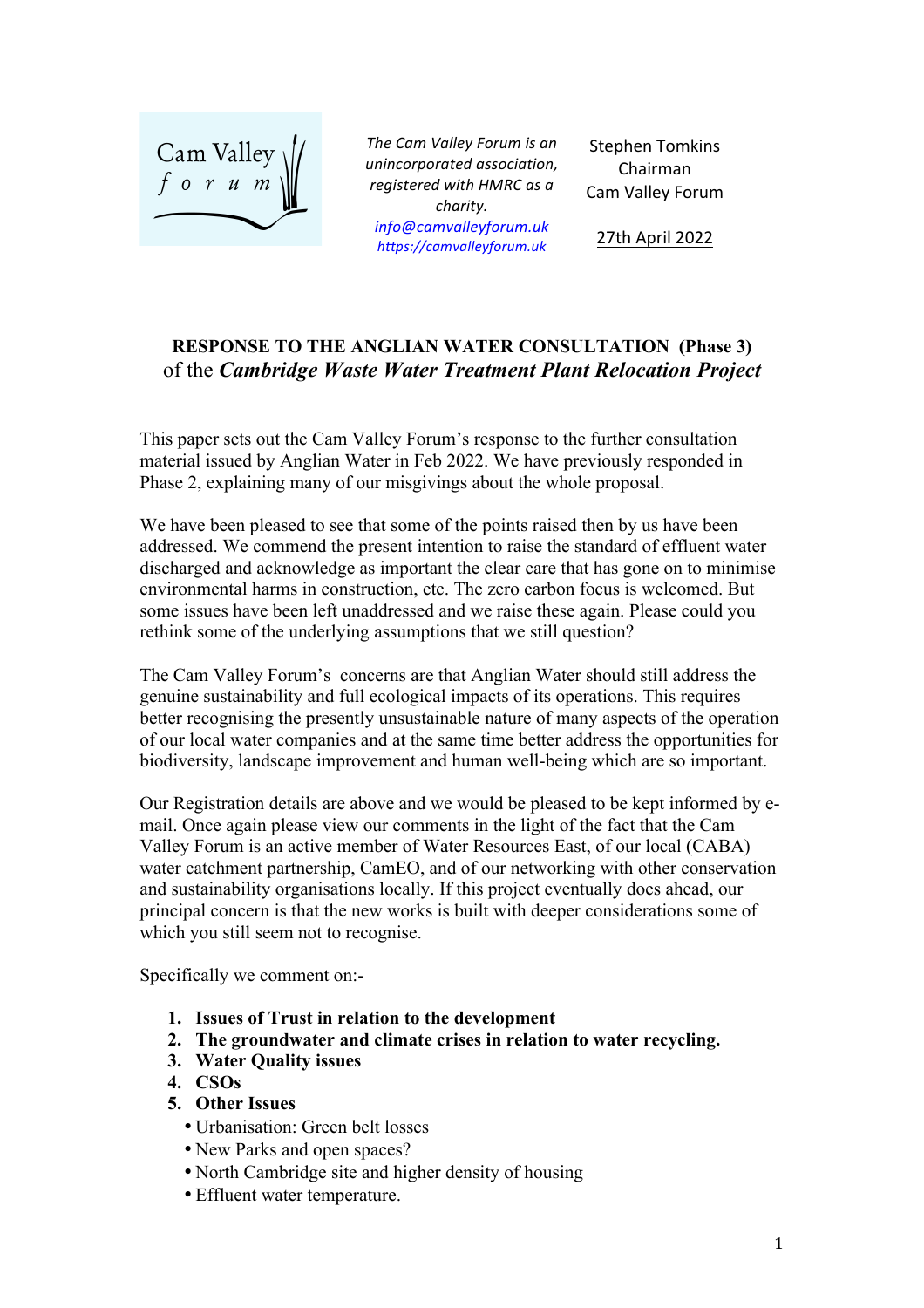Cam Valley forum

*The Cam Valley Forum is an unincorporated association, registered with HMRC as a charity.*
*info@camvalleyforum.uk*
*https://camvalleyforum.uk*

Stephen Tomkins
Chairman
Cam Valley Forum

27th April 2022

## RESPONSE TO THE ANGLIAN WATER CONSULTATION (Phase 3) of the *Cambridge Waste Water Treatment Plant Relocation Project*

This paper sets out the Cam Valley Forum's response to the further consultation material issued by Anglian Water in Feb 2022. We have previously responded in Phase 2, explaining many of our misgivings about the whole proposal.

We have been pleased to see that some of the points raised then by us have been addressed. We commend the present intention to raise the standard of effluent water discharged and acknowledge as important the clear care that has gone on to minimise environmental harms in construction, etc. The zero carbon focus is welcomed. But some issues have been left unaddressed and we raise these again. Please could you rethink some of the underlying assumptions that we still question?

The Cam Valley Forum's concerns are that Anglian Water should still address the genuine sustainability and full ecological impacts of its operations. This requires better recognising the presently unsustainable nature of many aspects of the operation of our local water companies and at the same time better address the opportunities for biodiversity, landscape improvement and human well-being which are so important.

Our Registration details are above and we would be pleased to be kept informed by e-mail. Once again please view our comments in the light of the fact that the Cam Valley Forum is an active member of Water Resources East, of our local (CABA) water catchment partnership, CamEO, and of our networking with other conservation and sustainability organisations locally. If this project eventually does ahead, our principal concern is that the new works is built with deeper considerations some of which you still seem not to recognise.

Specifically we comment on:-

1. **Issues of Trust in relation to the development**
2. **The groundwater and climate crises in relation to water recycling.**
3. **Water Quality issues**
4. **CSOs**
5. **Other Issues**
   - Urbanisation: Green belt losses
   - New Parks and open spaces?
   - North Cambridge site and higher density of housing
   - Effluent water temperature.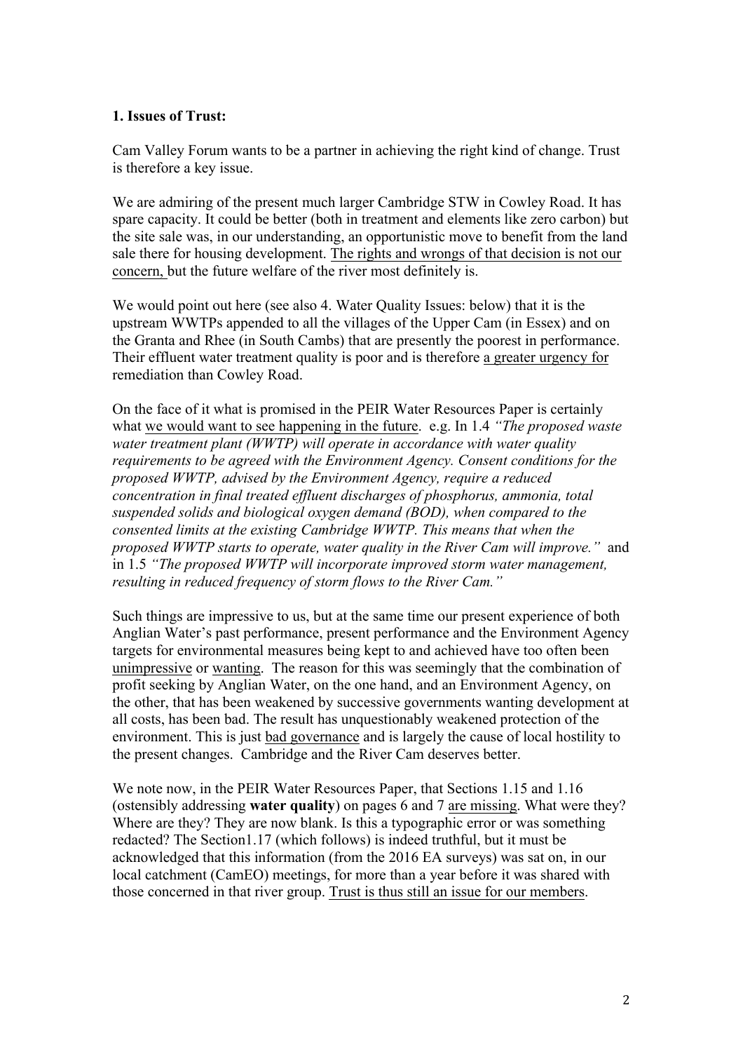**1. Issues of Trust:**

Cam Valley Forum wants to be a partner in achieving the right kind of change. Trust is therefore a key issue.

We are admiring of the present much larger Cambridge STW in Cowley Road. It has spare capacity. It could be better (both in treatment and elements like zero carbon) but the site sale was, in our understanding, an opportunistic move to benefit from the land sale there for housing development. <u>The rights and wrongs of that decision is not our concern,</u> but the future welfare of the river most definitely is.

We would point out here (see also 4. Water Quality Issues: below) that it is the upstream WWTPs appended to all the villages of the Upper Cam (in Essex) and on the Granta and Rhee (in South Cambs) that are presently the poorest in performance. Their effluent water treatment quality is poor and is therefore <u>a greater urgency for</u> remediation than Cowley Road.

On the face of it what is promised in the PEIR Water Resources Paper is certainly what <u>we would want to see happening in the future</u>. e.g. In 1.4 *"The proposed waste water treatment plant (WWTP) will operate in accordance with water quality requirements to be agreed with the Environment Agency. Consent conditions for the proposed WWTP, advised by the Environment Agency, require a reduced concentration in final treated effluent discharges of phosphorus, ammonia, total suspended solids and biological oxygen demand (BOD), when compared to the consented limits at the existing Cambridge WWTP. This means that when the proposed WWTP starts to operate, water quality in the River Cam will improve."* and in 1.5 *"The proposed WWTP will incorporate improved storm water management, resulting in reduced frequency of storm flows to the River Cam."*

Such things are impressive to us, but at the same time our present experience of both Anglian Water's past performance, present performance and the Environment Agency targets for environmental measures being kept to and achieved have too often been <u>unimpressive</u> or <u>wanting</u>. The reason for this was seemingly that the combination of profit seeking by Anglian Water, on the one hand, and an Environment Agency, on the other, that has been weakened by successive governments wanting development at all costs, has been bad. The result has unquestionably weakened protection of the environment. This is just <u>bad governance</u> and is largely the cause of local hostility to the present changes. Cambridge and the River Cam deserves better.

We note now, in the PEIR Water Resources Paper, that Sections 1.15 and 1.16 (ostensibly addressing **water quality**) on pages 6 and 7 <u>are missing</u>. What were they? Where are they? They are now blank. Is this a typographic error or was something redacted? The Section1.17 (which follows) is indeed truthful, but it must be acknowledged that this information (from the 2016 EA surveys) was sat on, in our local catchment (CamEO) meetings, for more than a year before it was shared with those concerned in that river group. <u>Trust is thus still an issue for our members</u>.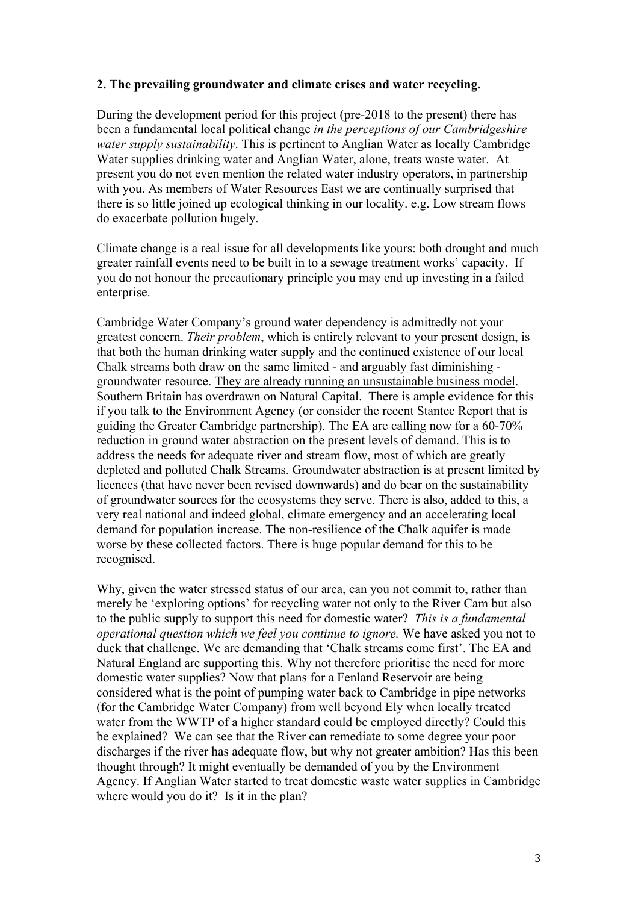**2. The prevailing groundwater and climate crises and water recycling.**

During the development period for this project (pre-2018 to the present) there has been a fundamental local political change *in the perceptions of our Cambridgeshire water supply sustainability*. This is pertinent to Anglian Water as locally Cambridge Water supplies drinking water and Anglian Water, alone, treats waste water. At present you do not even mention the related water industry operators, in partnership with you. As members of Water Resources East we are continually surprised that there is so little joined up ecological thinking in our locality. e.g. Low stream flows do exacerbate pollution hugely.

Climate change is a real issue for all developments like yours: both drought and much greater rainfall events need to be built in to a sewage treatment works' capacity. If you do not honour the precautionary principle you may end up investing in a failed enterprise.

Cambridge Water Company's ground water dependency is admittedly not your greatest concern. *Their problem*, which is entirely relevant to your present design, is that both the human drinking water supply and the continued existence of our local Chalk streams both draw on the same limited - and arguably fast diminishing - groundwater resource. <u>They are already running an unsustainable business model</u>. Southern Britain has overdrawn on Natural Capital. There is ample evidence for this if you talk to the Environment Agency (or consider the recent Stantec Report that is guiding the Greater Cambridge partnership). The EA are calling now for a 60-70% reduction in ground water abstraction on the present levels of demand. This is to address the needs for adequate river and stream flow, most of which are greatly depleted and polluted Chalk Streams. Groundwater abstraction is at present limited by licences (that have never been revised downwards) and do bear on the sustainability of groundwater sources for the ecosystems they serve. There is also, added to this, a very real national and indeed global, climate emergency and an accelerating local demand for population increase. The non-resilience of the Chalk aquifer is made worse by these collected factors. There is huge popular demand for this to be recognised.

Why, given the water stressed status of our area, can you not commit to, rather than merely be 'exploring options' for recycling water not only to the River Cam but also to the public supply to support this need for domestic water? *This is a fundamental operational question which we feel you continue to ignore.* We have asked you not to duck that challenge. We are demanding that 'Chalk streams come first'. The EA and Natural England are supporting this. Why not therefore prioritise the need for more domestic water supplies? Now that plans for a Fenland Reservoir are being considered what is the point of pumping water back to Cambridge in pipe networks (for the Cambridge Water Company) from well beyond Ely when locally treated water from the WWTP of a higher standard could be employed directly? Could this be explained? We can see that the River can remediate to some degree your poor discharges if the river has adequate flow, but why not greater ambition? Has this been thought through? It might eventually be demanded of you by the Environment Agency. If Anglian Water started to treat domestic waste water supplies in Cambridge where would you do it? Is it in the plan?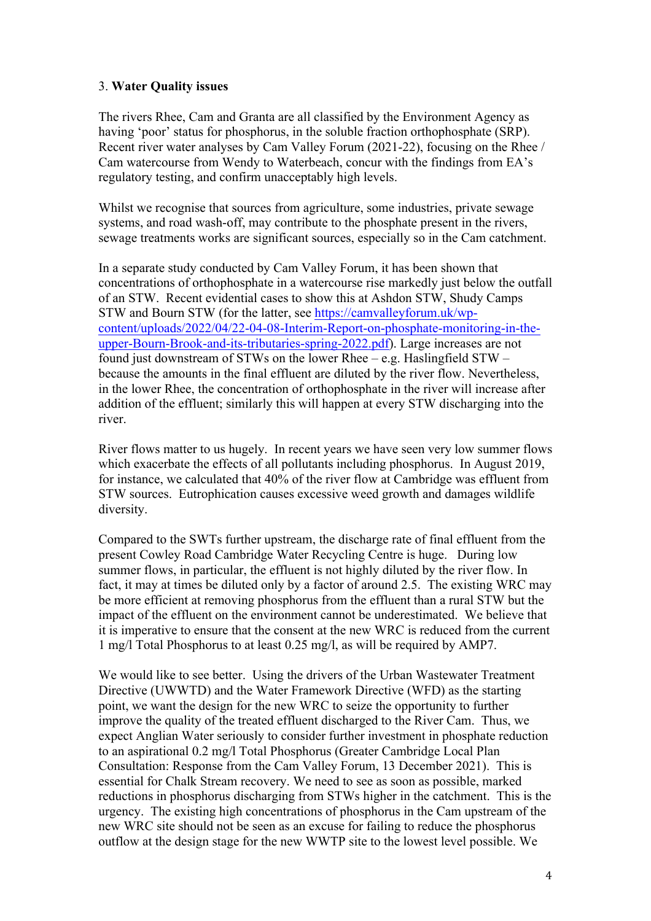### 3. **Water Quality issues**

The rivers Rhee, Cam and Granta are all classified by the Environment Agency as having 'poor' status for phosphorus, in the soluble fraction orthophosphate (SRP). Recent river water analyses by Cam Valley Forum (2021-22), focusing on the Rhee / Cam watercourse from Wendy to Waterbeach, concur with the findings from EA's regulatory testing, and confirm unacceptably high levels.

Whilst we recognise that sources from agriculture, some industries, private sewage systems, and road wash-off, may contribute to the phosphate present in the rivers, sewage treatments works are significant sources, especially so in the Cam catchment.

In a separate study conducted by Cam Valley Forum, it has been shown that concentrations of orthophosphate in a watercourse rise markedly just below the outfall of an STW. Recent evidential cases to show this at Ashdon STW, Shudy Camps STW and Bourn STW (for the latter, see [https://camvalleyforum.uk/wp-content/uploads/2022/04/22-04-08-Interim-Report-on-phosphate-monitoring-in-the-upper-Bourn-Brook-and-its-tributaries-spring-2022.pdf](https://camvalleyforum.uk/wp-content/uploads/2022/04/22-04-08-Interim-Report-on-phosphate-monitoring-in-the-upper-Bourn-Brook-and-its-tributaries-spring-2022.pdf)). Large increases are not found just downstream of STWs on the lower Rhee – e.g. Haslingfield STW – because the amounts in the final effluent are diluted by the river flow. Nevertheless, in the lower Rhee, the concentration of orthophosphate in the river will increase after addition of the effluent; similarly this will happen at every STW discharging into the river.

River flows matter to us hugely. In recent years we have seen very low summer flows which exacerbate the effects of all pollutants including phosphorus. In August 2019, for instance, we calculated that 40% of the river flow at Cambridge was effluent from STW sources. Eutrophication causes excessive weed growth and damages wildlife diversity.

Compared to the SWTs further upstream, the discharge rate of final effluent from the present Cowley Road Cambridge Water Recycling Centre is huge. During low summer flows, in particular, the effluent is not highly diluted by the river flow. In fact, it may at times be diluted only by a factor of around 2.5. The existing WRC may be more efficient at removing phosphorus from the effluent than a rural STW but the impact of the effluent on the environment cannot be underestimated. We believe that it is imperative to ensure that the consent at the new WRC is reduced from the current 1 mg/l Total Phosphorus to at least 0.25 mg/l, as will be required by AMP7.

We would like to see better. Using the drivers of the Urban Wastewater Treatment Directive (UWWTD) and the Water Framework Directive (WFD) as the starting point, we want the design for the new WRC to seize the opportunity to further improve the quality of the treated effluent discharged to the River Cam. Thus, we expect Anglian Water seriously to consider further investment in phosphate reduction to an aspirational 0.2 mg/l Total Phosphorus (Greater Cambridge Local Plan Consultation: Response from the Cam Valley Forum, 13 December 2021). This is essential for Chalk Stream recovery. We need to see as soon as possible, marked reductions in phosphorus discharging from STWs higher in the catchment. This is the urgency. The existing high concentrations of phosphorus in the Cam upstream of the new WRC site should not be seen as an excuse for failing to reduce the phosphorus outflow at the design stage for the new WWTP site to the lowest level possible. We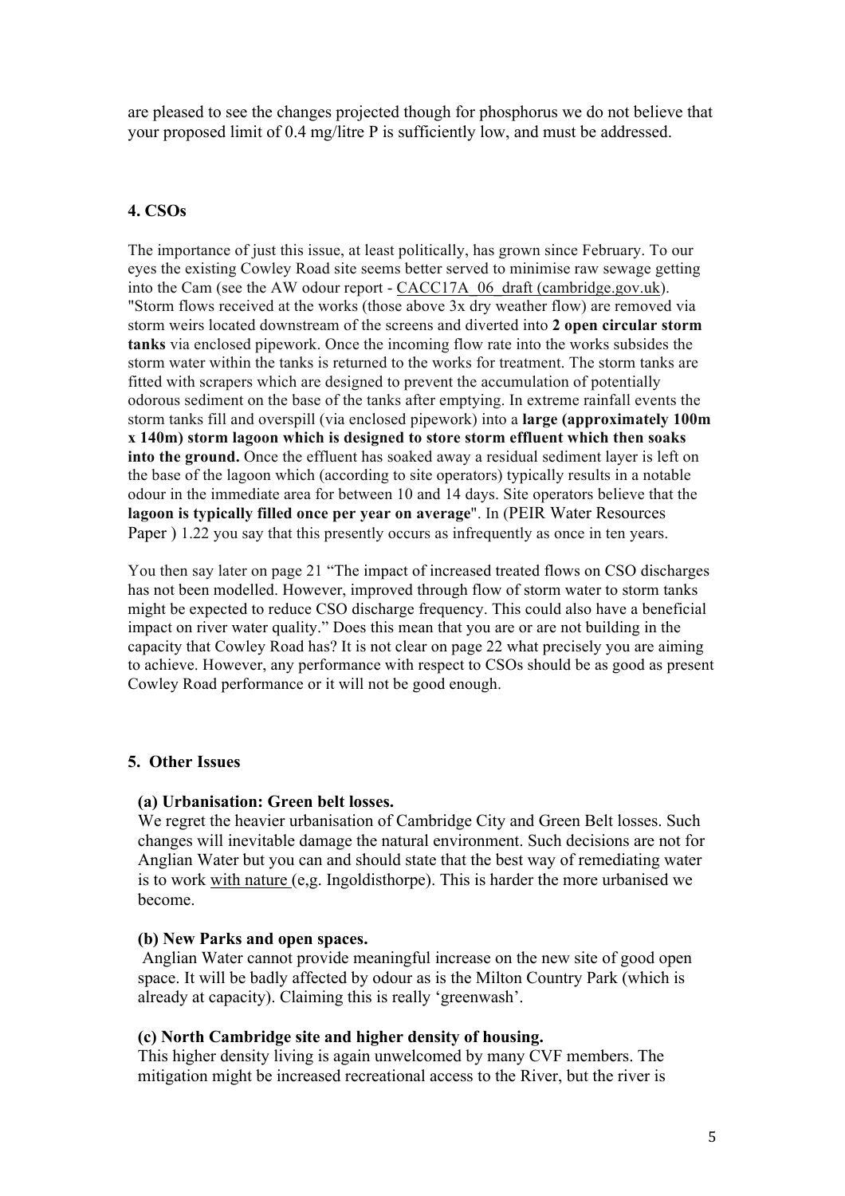are pleased to see the changes projected though for phosphorus we do not believe that your proposed limit of 0.4 mg/litre P is sufficiently low, and must be addressed.

### 4. CSOs

The importance of just this issue, at least politically, has grown since February. To our eyes the existing Cowley Road site seems better served to minimise raw sewage getting into the Cam (see the AW odour report - CACC17A_06_draft (cambridge.gov.uk). "Storm flows received at the works (those above 3x dry weather flow) are removed via storm weirs located downstream of the screens and diverted into **2 open circular storm tanks** via enclosed pipework. Once the incoming flow rate into the works subsides the storm water within the tanks is returned to the works for treatment. The storm tanks are fitted with scrapers which are designed to prevent the accumulation of potentially odorous sediment on the base of the tanks after emptying. In extreme rainfall events the storm tanks fill and overspill (via enclosed pipework) into a **large (approximately 100m x 140m) storm lagoon which is designed to store storm effluent which then soaks into the ground.** Once the effluent has soaked away a residual sediment layer is left on the base of the lagoon which (according to site operators) typically results in a notable odour in the immediate area for between 10 and 14 days. Site operators believe that the **lagoon is typically filled once per year on average**". In (PEIR Water Resources Paper ) 1.22 you say that this presently occurs as infrequently as once in ten years.

You then say later on page 21 "The impact of increased treated flows on CSO discharges has not been modelled. However, improved through flow of storm water to storm tanks might be expected to reduce CSO discharge frequency. This could also have a beneficial impact on river water quality." Does this mean that you are or are not building in the capacity that Cowley Road has? It is not clear on page 22 what precisely you are aiming to achieve. However, any performance with respect to CSOs should be as good as present Cowley Road performance or it will not be good enough.

### 5. Other Issues

**(a) Urbanisation: Green belt losses.**

We regret the heavier urbanisation of Cambridge City and Green Belt losses. Such changes will inevitable damage the natural environment. Such decisions are not for Anglian Water but you can and should state that the best way of remediating water is to work with nature (e,g. Ingoldisthorpe). This is harder the more urbanised we become.

**(b) New Parks and open spaces.**

Anglian Water cannot provide meaningful increase on the new site of good open space. It will be badly affected by odour as is the Milton Country Park (which is already at capacity). Claiming this is really 'greenwash'.

**(c) North Cambridge site and higher density of housing.**

This higher density living is again unwelcomed by many CVF members. The mitigation might be increased recreational access to the River, but the river is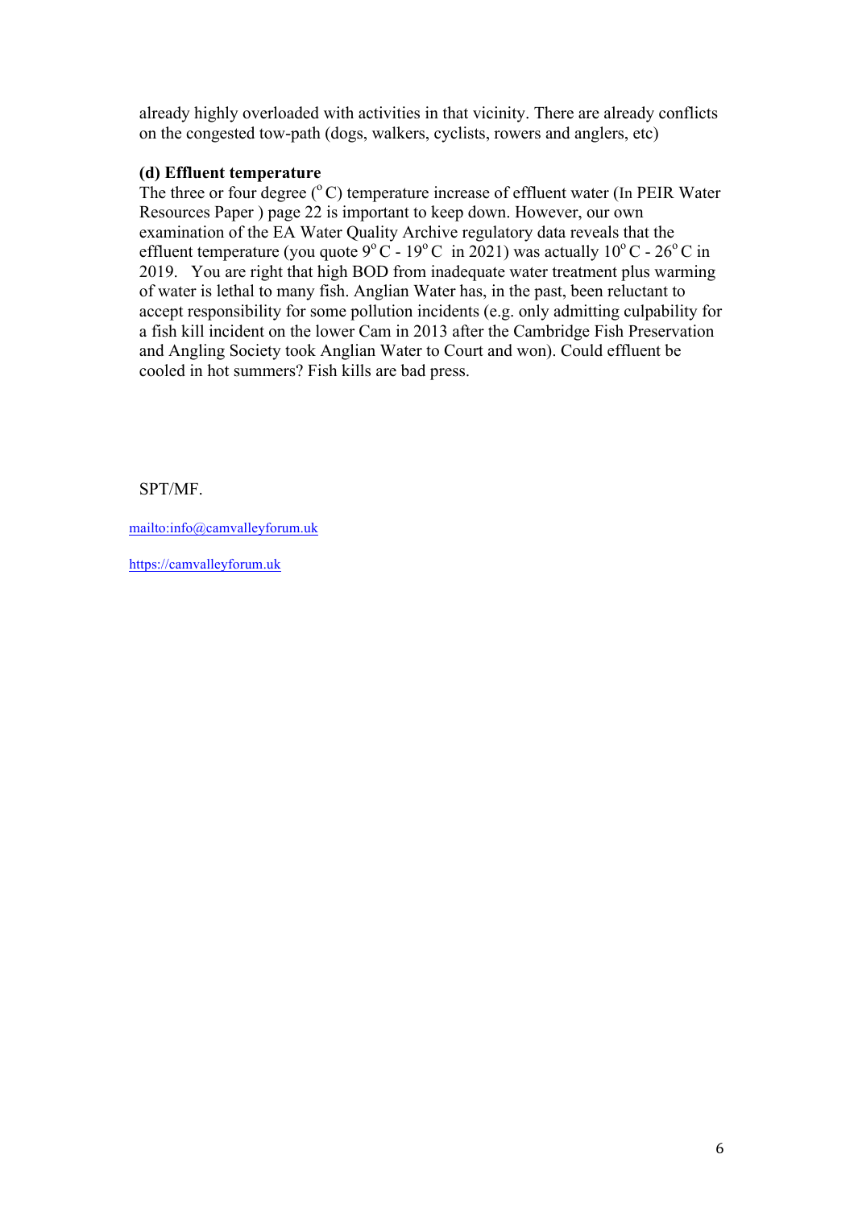already highly overloaded with activities in that vicinity. There are already conflicts on the congested tow-path (dogs, walkers, cyclists, rowers and anglers, etc)

**(d) Effluent temperature**

The three or four degree ($^{o}$C) temperature increase of effluent water (In PEIR Water Resources Paper ) page 22 is important to keep down. However, our own examination of the EA Water Quality Archive regulatory data reveals that the effluent temperature (you quote 9$^{o}$C - 19$^{o}$C in 2021) was actually 10$^{o}$C - 26$^{o}$C in 2019. You are right that high BOD from inadequate water treatment plus warming of water is lethal to many fish. Anglian Water has, in the past, been reluctant to accept responsibility for some pollution incidents (e.g. only admitting culpability for a fish kill incident on the lower Cam in 2013 after the Cambridge Fish Preservation and Angling Society took Anglian Water to Court and won). Could effluent be cooled in hot summers? Fish kills are bad press.

SPT/MF.

mailto:info@camvalleyforum.uk

https://camvalleyforum.uk